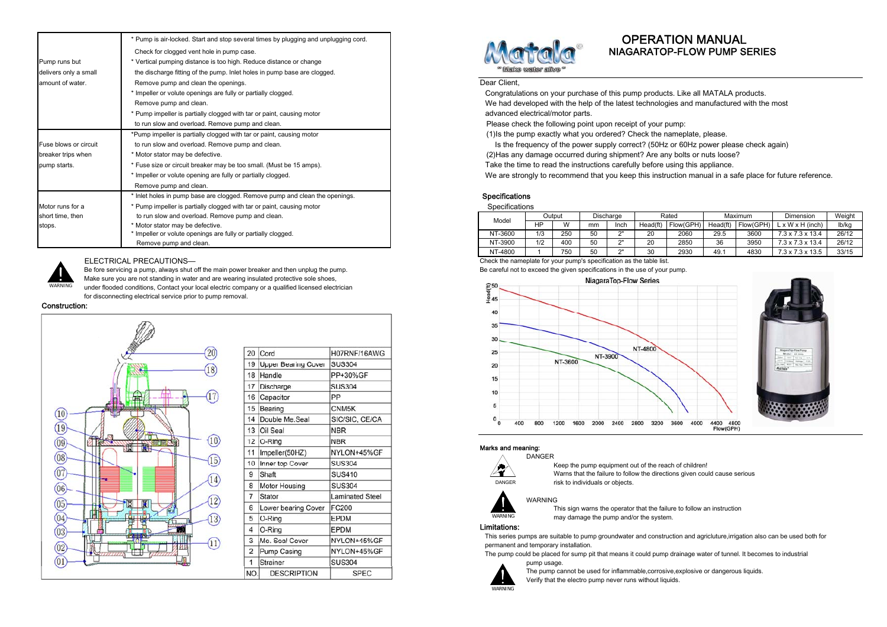| | |
|---|---|
| Pump runs but delivers only a small amount of water. | * Pump is air-locked. Start and stop several times by plugging and unplugging cord. Check for clogged vent hole in pump case.<br>* Vertical pumping distance is too high. Reduce distance or change the discharge fitting of the pump. Inlet holes in pump base are clogged. Remove pump and clean the openings.<br>* Impeller or volute openings are fully or partially clogged. Remove pump and clean.<br>* Pump impeller is partially clogged with tar or paint, causing motor to run slow and overload. Remove pump and clean. |
| Fuse blows or circuit breaker trips when pump starts. | *Pump impeller is partially clogged with tar or paint, causing motor to run slow and overload. Remove pump and clean.<br>* Motor stator may be defective.<br>* Fuse size or circuit breaker may be too small. (Must be 15 amps).<br>* Impeller or volute opening are fully or partially clogged. Remove pump and clean. |
| Motor runs for a short time, then stops. | * Inlet holes in pump base are clogged. Remove pump and clean the openings.<br>* Pump impeller is partially clogged with tar or paint, causing motor to run slow and overload. Remove pump and clean.<br>* Motor stator may be defective.<br>* Impeller or volute openings are fully or partially clogged. Remove pump and clean. |

WARNING

ELECTRICAL PRECAUTIONS—

Be fore servicing a pump, always shut off the main power breaker and then unplug the pump. Make sure you are not standing in water and are wearing insulated protective sole shoes, under flooded conditions, Contact your local electric company or a qualified licensed electrician for disconnecting electrical service prior to pump removal.

## Construction:

| NO. | DESCRIPTION | SPEC |
|---|---|---|
| 20 | Cord | H07RNF/16AWG |
| 19 | Upper Bearing Cover | SUS304 |
| 18 | Handle | PP+30%GF |
| 17 | Discharge | SUS304 |
| 16 | Capacitor | PP |
| 15 | Bearing | CNM5K |
| 14 | Double Me.Seal | SIC/SIC, CE/CA |
| 13 | Oil Seal | NBR |
| 12 | O-Ring | NBR |
| 11 | Impeller(50HZ) | NYLON+45%GF |
| 10 | Inner top Cover | SUS304 |
| 9 | Shaft | SUS410 |
| 8 | Motor Housing | SUS304 |
| 7 | Stator | Laminated Steel |
| 6 | Lower bearing Cover | FC200 |
| 5 | O-Ring | EPDM |
| 4 | O-Ring | EPDM |
| 3 | Me. Seal Cover | NYLON+45%GF |
| 2 | Pump Casing | NYLON+45%GF |
| 1 | Strainer | SUS304 |

Matala® " Make water alive "

# OPERATION MANUAL

## NIAGARATOP-FLOW PUMP SERIES

Dear Client,

Congratulations on your purchase of this pump products. Like all MATALA products. We had developed with the help of the latest technologies and manufactured with the most advanced electrical/motor parts.

Please check the following point upon receipt of your pump:

(1)Is the pump exactly what you ordered? Check the nameplate, please.
Is the frequency of the power supply correct? (50Hz or 60Hz power please check again)

(2)Has any damage occurred during shipment? Are any bolts or nuts loose?

Take the time to read the instructions carefully before using this appliance.

We are strongly to recommend that you keep this instruction manual in a safe place for future reference.

## Specifications

Specifications

| Model | Output | | Discharge | | Rated | | Maximum | | Dimension | Weight |
|---|---|---|---|---|---|---|---|---|---|---|
| | HP | W | mm | Inch | Head(ft) | Flow(GPH) | Head(ft) | Flow(GPH) | L x W x H (inch) | lb/kg |
| NT-3600 | 1/3 | 250 | 50 | 2" | 20 | 2060 | 29.5 | 3600 | 7.3 x 7.3 x 13.4 | 26/12 |
| NT-3900 | 1/2 | 400 | 50 | 2" | 20 | 2850 | 36 | 3950 | 7.3 x 7.3 x 13.4 | 26/12 |
| NT-4800 | 1 | 750 | 50 | 2" | 30 | 2930 | 49.1 | 4830 | 7.3 x 7.3 x 13.5 | 33/15 |

Check the nameplate for your pump's specification as the table list.

Be careful not to exceed the given specifications in the use of your pump.

NiagaraTop-Flow Series

## Marks and meaning:

DANGER

Keep the pump equipment out of the reach of children!
Warns that the failure to follow the directions given could cause serious risk to individuals or objects.

WARNING

This sign warns the operator that the failure to follow an instruction may damage the pump and/or the system.

## Limitations:

This series pumps are suitable to pump groundwater and construction and agricluture,irrigation also can be used both for permanent and temporary installation.

The pump could be placed for sump pit that means it could pump drainage water of tunnel. It becomes to industrial pump usage.

The pump cannot be used for inflammable,corrosive,explosive or dangerous liquids.

Verify that the electro pump never runs without liquids.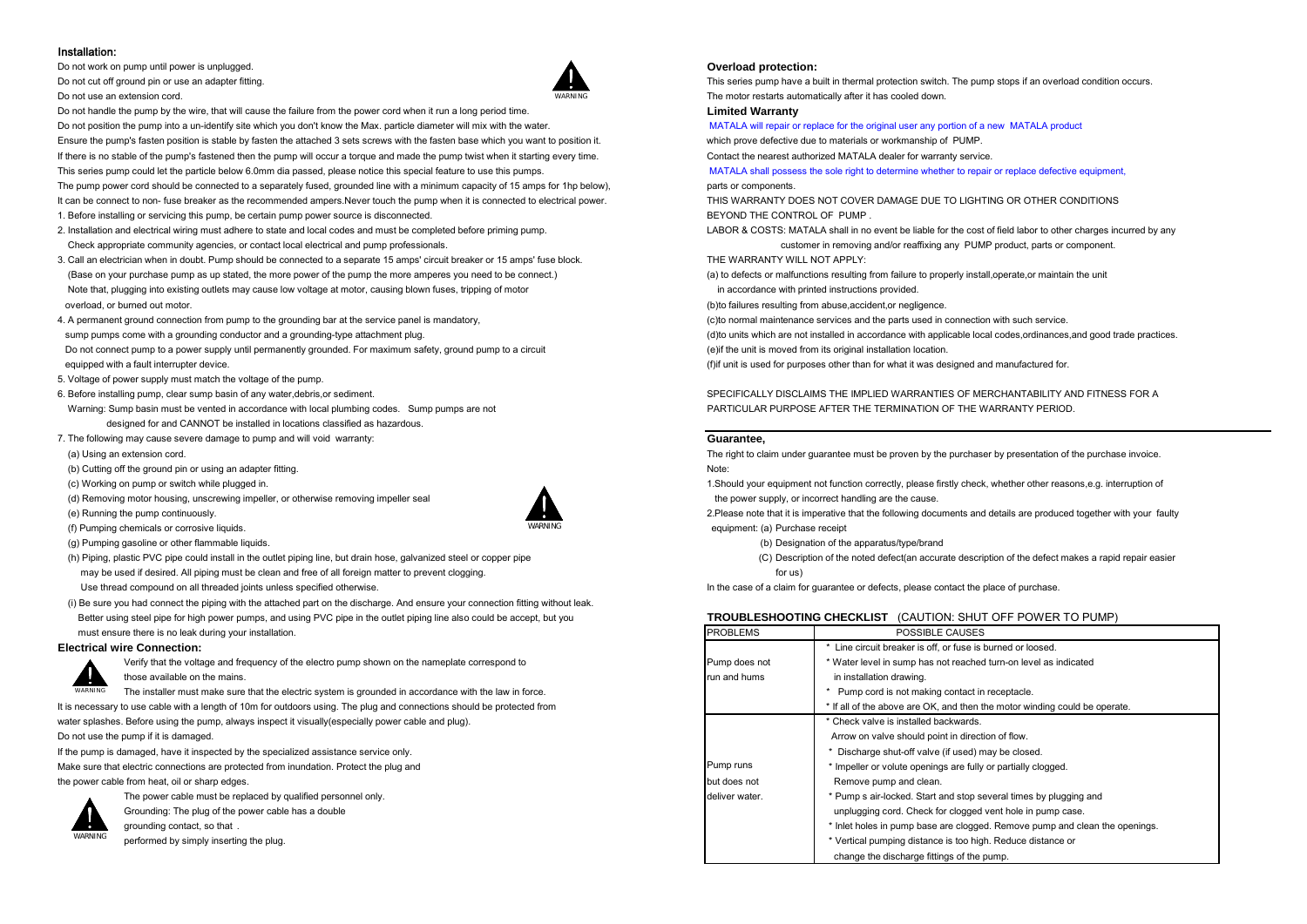## Installation:

Do not work on pump until power is unplugged.
Do not cut off ground pin or use an adapter fitting.
Do not use an extension cord.

WARNING

Do not handle the pump by the wire, that will cause the failure from the power cord when it run a long period time.
Do not position the pump into a un-identify site which you don't know the Max. particle diameter will mix with the water.
Ensure the pump's fasten position is stable by fasten the attached 3 sets screws with the fasten base which you want to position it.
If there is no stable of the pump's fastened then the pump will occur a torque and made the pump twist when it starting every time.
This series pump could let the particle below 6.0mm dia passed, please notice this special feature to use this pumps.
The pump power cord should be connected to a separately fused, grounded line with a minimum capacity of 15 amps for 1hp below),
It can be connect to non- fuse breaker as the recommended ampers.Never touch the pump when it is connected to electrical power.

1. Before installing or servicing this pump, be certain pump power source is disconnected.
2. Installation and electrical wiring must adhere to state and local codes and must be completed before priming pump.
   Check appropriate community agencies, or contact local electrical and pump professionals.
3. Call an electrician when in doubt. Pump should be connected to a separate 15 amps' circuit breaker or 15 amps' fuse block.
   (Base on your purchase pump as up stated, the more power of the pump the more amperes you need to be connect.)
   Note that, plugging into existing outlets may cause low voltage at motor, causing blown fuses, tripping of motor overload, or burned out motor.
4. A permanent ground connection from pump to the grounding bar at the service panel is mandatory,
   sump pumps come with a grounding conductor and a grounding-type attachment plug.
   Do not connect pump to a power supply until permanently grounded. For maximum safety, ground pump to a circuit equipped with a fault interrupter device.
5. Voltage of power supply must match the voltage of the pump.
6. Before installing pump, clear sump basin of any water,debris,or sediment.
   Warning: Sump basin must be vented in accordance with local plumbing codes. Sump pumps are not designed for and CANNOT be installed in locations classified as hazardous.
7. The following may cause severe damage to pump and will void warranty:
   (a) Using an extension cord.
   (b) Cutting off the ground pin or using an adapter fitting.
   (c) Working on pump or switch while plugged in.
   (d) Removing motor housing, unscrewing impeller, or otherwise removing impeller seal
   (e) Running the pump continuously.
   (f) Pumping chemicals or corrosive liquids.
   (g) Pumping gasoline or other flammable liquids.
   (h) Piping, plastic PVC pipe could install in the outlet piping line, but drain hose, galvanized steel or copper pipe may be used if desired. All piping must be clean and free of all foreign matter to prevent clogging.
   Use thread compound on all threaded joints unless specified otherwise.
   (i) Be sure you had connect the piping with the attached part on the discharge. And ensure your connection fitting without leak.
   Better using steel pipe for high power pumps, and using PVC pipe in the outlet piping line also could be accept, but you must ensure there is no leak during your installation.

WARNING

### Electrical wire Connection:

WARNING

Verify that the voltage and frequency of the electro pump shown on the nameplate correspond to those available on the mains.
The installer must make sure that the electric system is grounded in accordance with the law in force.
It is necessary to use cable with a length of 10m for outdoors using. The plug and connections should be protected from water splashes. Before using the pump, always inspect it visually(especially power cable and plug).
Do not use the pump if it is damaged.
If the pump is damaged, have it inspected by the specialized assistance service only.
Make sure that electric connections are protected from inundation. Protect the plug and the power cable from heat, oil or sharp edges.

WARNING

The power cable must be replaced by qualified personnel only.
Grounding: The plug of the power cable has a double grounding contact, so that .
performed by simply inserting the plug.

### Overload protection:

This series pump have a built in thermal protection switch. The pump stops if an overload condition occurs.
The motor restarts automatically after it has cooled down.

### Limited Warranty

MATALA will repair or replace for the original user any portion of a new MATALA product which prove defective due to materials or workmanship of PUMP.
Contact the nearest authorized MATALA dealer for warranty service.
MATALA shall possess the sole right to determine whether to repair or replace defective equipment, parts or components.
THIS WARRANTY DOES NOT COVER DAMAGE DUE TO LIGHTING OR OTHER CONDITIONS BEYOND THE CONTROL OF PUMP .
LABOR & COSTS: MATALA shall in no event be liable for the cost of field labor to other charges incurred by any customer in removing and/or reaffixing any PUMP product, parts or component.
THE WARRANTY WILL NOT APPLY:
(a) to defects or malfunctions resulting from failure to properly install,operate,or maintain the unit in accordance with printed instructions provided.
(b)to failures resulting from abuse,accident,or negligence.
(c)to normal maintenance services and the parts used in connection with such service.
(d)to units which are not installed in accordance with applicable local codes,ordinances,and good trade practices.
(e)if the unit is moved from its original installation location.
(f)if unit is used for purposes other than for what it was designed and manufactured for.

SPECIFICALLY DISCLAIMS THE IMPLIED WARRANTIES OF MERCHANTABILITY AND FITNESS FOR A PARTICULAR PURPOSE AFTER THE TERMINATION OF THE WARRANTY PERIOD.

### Guarantee,

The right to claim under guarantee must be proven by the purchaser by presentation of the purchase invoice.
Note:
1.Should your equipment not function correctly, please firstly check, whether other reasons,e.g. interruption of the power supply, or incorrect handling are the cause.
2.Please note that it is imperative that the following documents and details are produced together with your faulty equipment: (a) Purchase receipt
(b) Designation of the apparatus/type/brand
(C) Description of the noted defect(an accurate description of the defect makes a rapid repair easier for us)
In the case of a claim for guarantee or defects, please contact the place of purchase.

### TROUBLESHOOTING CHECKLIST (CAUTION: SHUT OFF POWER TO PUMP)

| PROBLEMS | POSSIBLE CAUSES |
|---|---|
| Pump does not run and hums | * Line circuit breaker is off, or fuse is burned or loosed.<br>* Water level in sump has not reached turn-on level as indicated in installation drawing.<br>* Pump cord is not making contact in receptacle.<br>* If all of the above are OK, and then the motor winding could be operate. |
| Pump runs but does not deliver water. | * Check valve is installed backwards. Arrow on valve should point in direction of flow.<br>* Discharge shut-off valve (if used) may be closed.<br>* Impeller or volute openings are fully or partially clogged. Remove pump and clean.<br>* Pump s air-locked. Start and stop several times by plugging and unplugging cord. Check for clogged vent hole in pump case.<br>* Inlet holes in pump base are clogged. Remove pump and clean the openings.<br>* Vertical pumping distance is too high. Reduce distance or change the discharge fittings of the pump. |